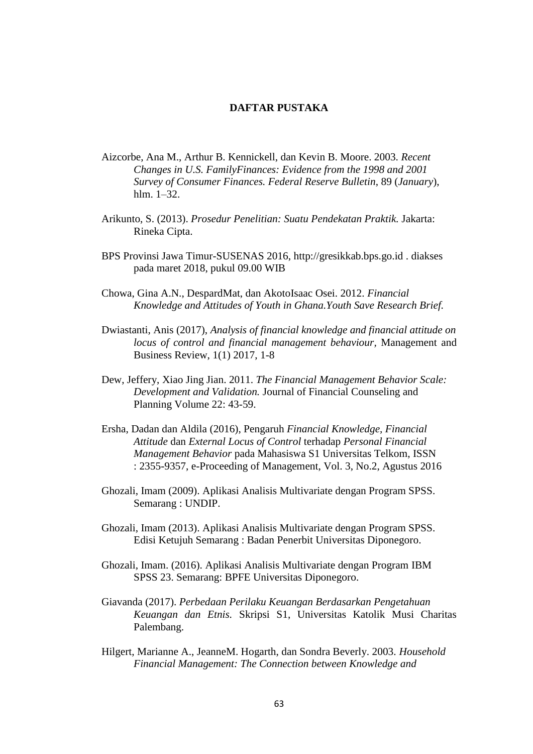## DAFTAR PUSTAKA

Aizcorbe, Ana M., Arthur B. Kennickell, dan Kevin B. Moore. 2003. *Recent Changes in U.S. FamilyFinances: Evidence from the 1998 and 2001 Survey of Consumer Finances. Federal Reserve Bulletin*, 89 (*January*), hlm. 1–32.

Arikunto, S. (2013). *Prosedur Penelitian: Suatu Pendekatan Praktik.* Jakarta: Rineka Cipta.

BPS Provinsi Jawa Timur-SUSENAS 2016, http://gresikkab.bps.go.id . diakses pada maret 2018, pukul 09.00 WIB

Chowa, Gina A.N., DespardMat, dan AkotoIsaac Osei. 2012. *Financial Knowledge and Attitudes of Youth in Ghana.Youth Save Research Brief.*

Dwiastanti, Anis (2017), *Analysis of financial knowledge and financial attitude on locus of control and financial management behaviour*, Management and Business Review, 1(1) 2017, 1-8

Dew, Jeffery, Xiao Jing Jian. 2011. *The Financial Management Behavior Scale: Development and Validation.* Journal of Financial Counseling and Planning Volume 22: 43-59.

Ersha, Dadan dan Aldila (2016), Pengaruh *Financial Knowledge, Financial Attitude* dan *External Locus of Control* terhadap *Personal Financial Management Behavior* pada Mahasiswa S1 Universitas Telkom, ISSN : 2355-9357, e-Proceeding of Management, Vol. 3, No.2, Agustus 2016

Ghozali, Imam (2009). Aplikasi Analisis Multivariate dengan Program SPSS. Semarang : UNDIP.

Ghozali, Imam (2013). Aplikasi Analisis Multivariate dengan Program SPSS. Edisi Ketujuh Semarang : Badan Penerbit Universitas Diponegoro.

Ghozali, Imam. (2016). Aplikasi Analisis Multivariate dengan Program IBM SPSS 23. Semarang: BPFE Universitas Diponegoro.

Giavanda (2017). *Perbedaan Perilaku Keuangan Berdasarkan Pengetahuan Keuangan dan Etnis.* Skripsi S1, Universitas Katolik Musi Charitas Palembang.

Hilgert, Marianne A., JeanneM. Hogarth, dan Sondra Beverly. 2003. *Household Financial Management: The Connection between Knowledge and*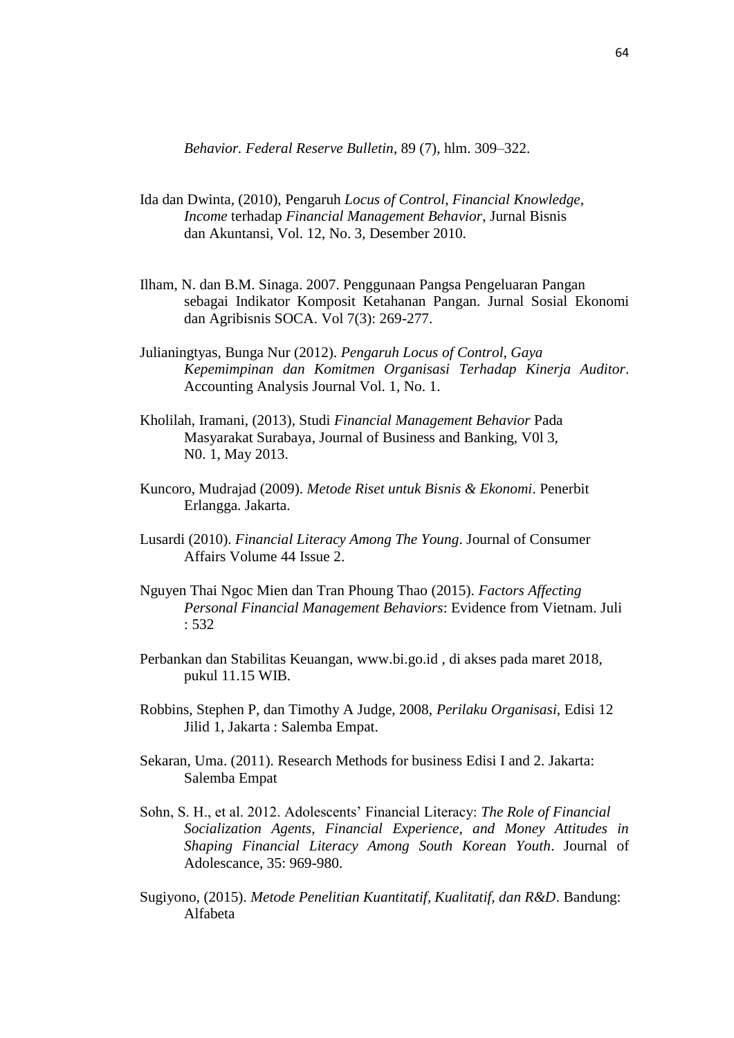*Behavior. Federal Reserve Bulletin*, 89 (7), hlm. 309–322.

Ida dan Dwinta, (2010), Pengaruh *Locus of Control, Financial Knowledge, Income* terhadap *Financial Management Behavior*, Jurnal Bisnis dan Akuntansi, Vol. 12, No. 3, Desember 2010.

Ilham, N. dan B.M. Sinaga. 2007. Penggunaan Pangsa Pengeluaran Pangan sebagai Indikator Komposit Ketahanan Pangan. Jurnal Sosial Ekonomi dan Agribisnis SOCA. Vol 7(3): 269-277.

Julianingtyas, Bunga Nur (2012). *Pengaruh Locus of Control, Gaya Kepemimpinan dan Komitmen Organisasi Terhadap Kinerja Auditor*. Accounting Analysis Journal Vol. 1, No. 1.

Kholilah, Iramani, (2013), Studi *Financial Management Behavior* Pada Masyarakat Surabaya, Journal of Business and Banking, V0l 3, N0. 1, May 2013.

Kuncoro, Mudrajad (2009). *Metode Riset untuk Bisnis & Ekonomi*. Penerbit Erlangga. Jakarta.

Lusardi (2010). *Financial Literacy Among The Young*. Journal of Consumer Affairs Volume 44 Issue 2.

Nguyen Thai Ngoc Mien dan Tran Phoung Thao (2015). *Factors Affecting Personal Financial Management Behaviors*: Evidence from Vietnam. Juli : 532

Perbankan dan Stabilitas Keuangan, www.bi.go.id , di akses pada maret 2018, pukul 11.15 WIB.

Robbins, Stephen P, dan Timothy A Judge, 2008, *Perilaku Organisasi*, Edisi 12 Jilid 1, Jakarta : Salemba Empat.

Sekaran, Uma. (2011). Research Methods for business Edisi I and 2. Jakarta: Salemba Empat

Sohn, S. H., et al. 2012. Adolescents' Financial Literacy: *The Role of Financial Socialization Agents, Financial Experience, and Money Attitudes in Shaping Financial Literacy Among South Korean Youth*. Journal of Adolescance, 35: 969-980.

Sugiyono, (2015). *Metode Penelitian Kuantitatif, Kualitatif, dan R&D*. Bandung: Alfabeta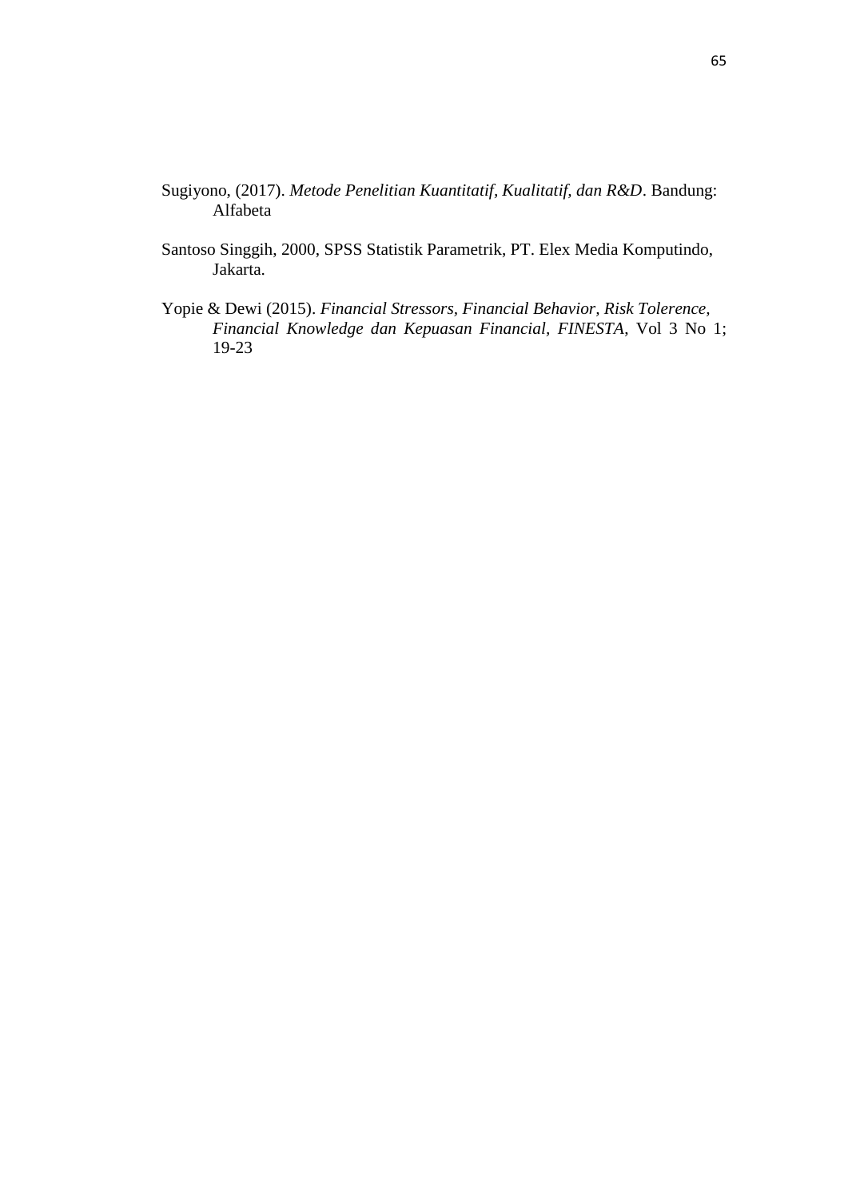Sugiyono, (2017). *Metode Penelitian Kuantitatif, Kualitatif, dan R&D*. Bandung: Alfabeta

Santoso Singgih, 2000, SPSS Statistik Parametrik, PT. Elex Media Komputindo, Jakarta.

Yopie & Dewi (2015). *Financial Stressors, Financial Behavior, Risk Tolerence, Financial Knowledge dan Kepuasan Financial*, *FINESTA*, Vol 3 No 1; 19-23